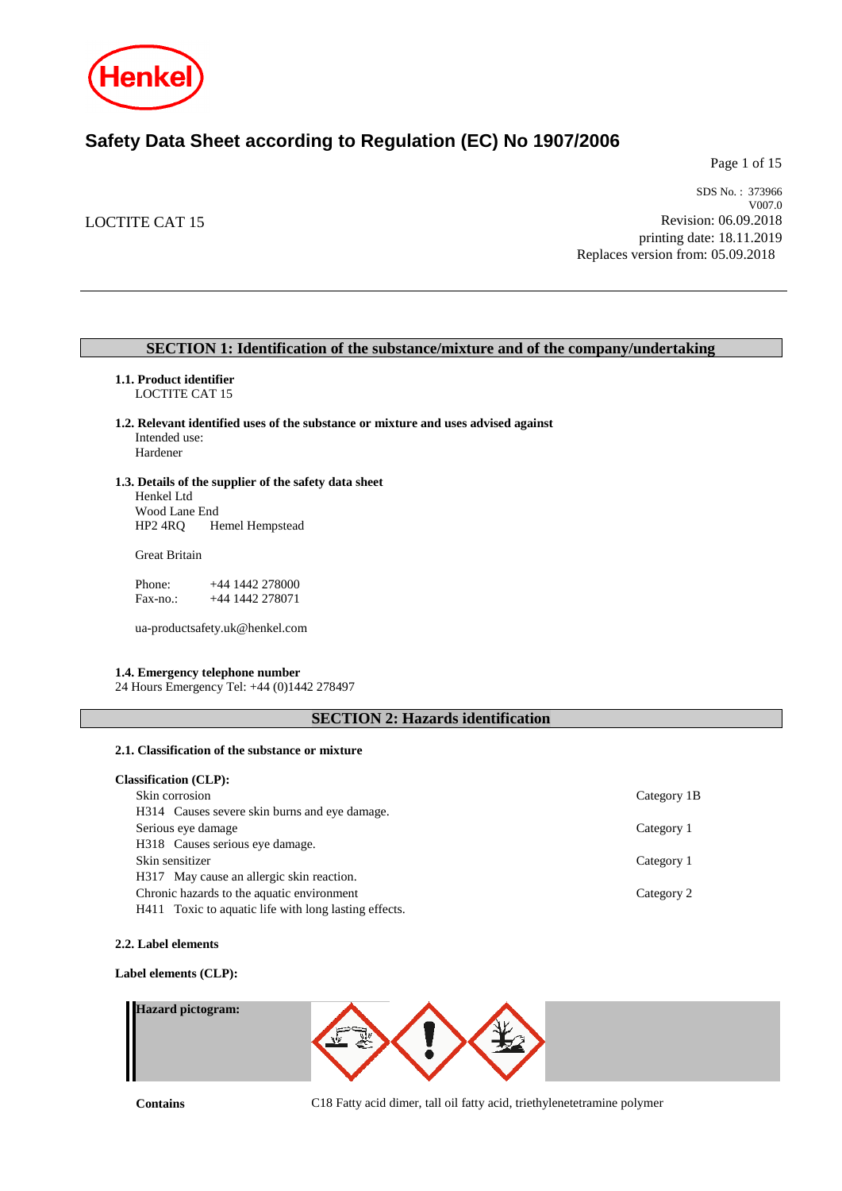# Safety Data Sheet according to Regulation (EC) No 1907/2006

LOCTITE CAT 15

SDS No. : 373966
V007.0
Revision: 06.09.2018
printing date: 18.11.2019
Replaces version from: 05.09.2018

## SECTION 1: Identification of the substance/mixture and of the company/undertaking

### 1.1. Product identifier

LOCTITE CAT 15

### 1.2. Relevant identified uses of the substance or mixture and uses advised against

Intended use:
Hardener

### 1.3. Details of the supplier of the safety data sheet

Henkel Ltd
Wood Lane End
HP2 4RQ Hemel Hempstead

Great Britain

Phone: +44 1442 278000
Fax-no.: +44 1442 278071

ua-productsafety.uk@henkel.com

### 1.4. Emergency telephone number

24 Hours Emergency Tel: +44 (0)1442 278497

## SECTION 2: Hazards identification

### 2.1. Classification of the substance or mixture

**Classification (CLP):**

| | |
|---|---|
| Skin corrosion<br>H314 Causes severe skin burns and eye damage. | Category 1B |
| Serious eye damage<br>H318 Causes serious eye damage. | Category 1 |
| Skin sensitizer<br>H317 May cause an allergic skin reaction. | Category 1 |
| Chronic hazards to the aquatic environment<br>H411 Toxic to aquatic life with long lasting effects. | Category 2 |

### 2.2. Label elements

**Label elements (CLP):**

**Hazard pictogram:**

**Contains** C18 Fatty acid dimer, tall oil fatty acid, triethylenetetramine polymer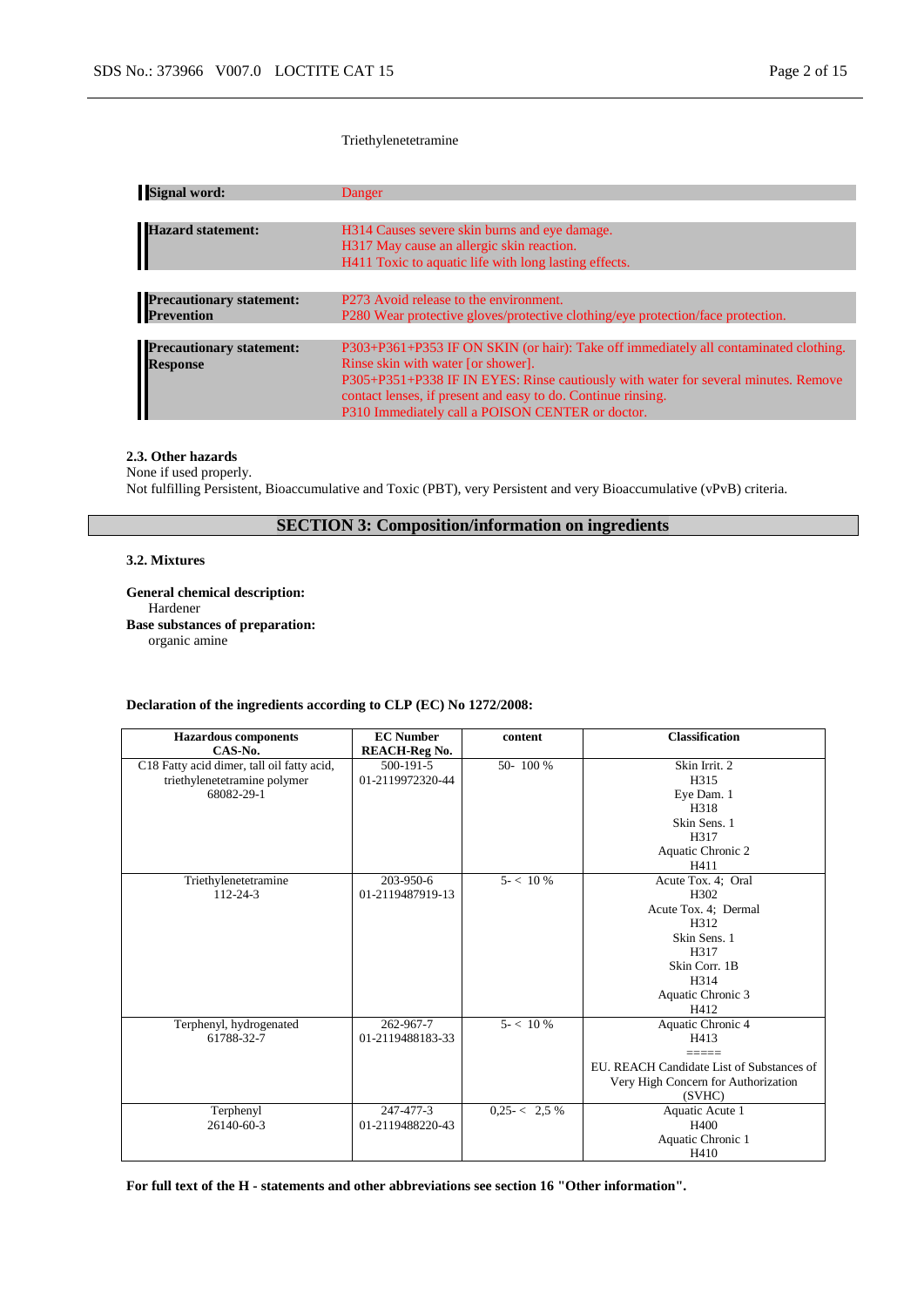Triethylenetetramine

| | |
|---|---|
| **Signal word:** | Danger |
| **Hazard statement:** | H314 Causes severe skin burns and eye damage.<br>H317 May cause an allergic skin reaction.<br>H411 Toxic to aquatic life with long lasting effects. |
| **Precautionary statement: Prevention** | P273 Avoid release to the environment.<br>P280 Wear protective gloves/protective clothing/eye protection/face protection. |
| **Precautionary statement: Response** | P303+P361+P353 IF ON SKIN (or hair): Take off immediately all contaminated clothing. Rinse skin with water [or shower].<br>P305+P351+P338 IF IN EYES: Rinse cautiously with water for several minutes. Remove contact lenses, if present and easy to do. Continue rinsing.<br>P310 Immediately call a POISON CENTER or doctor. |

**2.3. Other hazards**

None if used properly.

Not fulfilling Persistent, Bioaccumulative and Toxic (PBT), very Persistent and very Bioaccumulative (vPvB) criteria.

## SECTION 3: Composition/information on ingredients

**3.2. Mixtures**

**General chemical description:**

Hardener

**Base substances of preparation:**

organic amine

**Declaration of the ingredients according to CLP (EC) No 1272/2008:**

| Hazardous components<br>CAS-No. | EC Number<br>REACH-Reg No. | content | Classification |
|---|---|---|---|
| C18 Fatty acid dimer, tall oil fatty acid, triethylenetetramine polymer<br>68082-29-1 | 500-191-5<br>01-2119972320-44 | 50- 100 % | Skin Irrit. 2<br>H315<br>Eye Dam. 1<br>H318<br>Skin Sens. 1<br>H317<br>Aquatic Chronic 2<br>H411 |
| Triethylenetetramine<br>112-24-3 | 203-950-6<br>01-2119487919-13 | 5- < 10 % | Acute Tox. 4; Oral<br>H302<br>Acute Tox. 4; Dermal<br>H312<br>Skin Sens. 1<br>H317<br>Skin Corr. 1B<br>H314<br>Aquatic Chronic 3<br>H412 |
| Terphenyl, hydrogenated<br>61788-32-7 | 262-967-7<br>01-2119488183-33 | 5- < 10 % | Aquatic Chronic 4<br>H413<br>=====<br>EU. REACH Candidate List of Substances of Very High Concern for Authorization (SVHC) |
| Terphenyl<br>26140-60-3 | 247-477-3<br>01-2119488220-43 | 0,25- < 2,5 % | Aquatic Acute 1<br>H400<br>Aquatic Chronic 1<br>H410 |

**For full text of the H - statements and other abbreviations see section 16 "Other information".**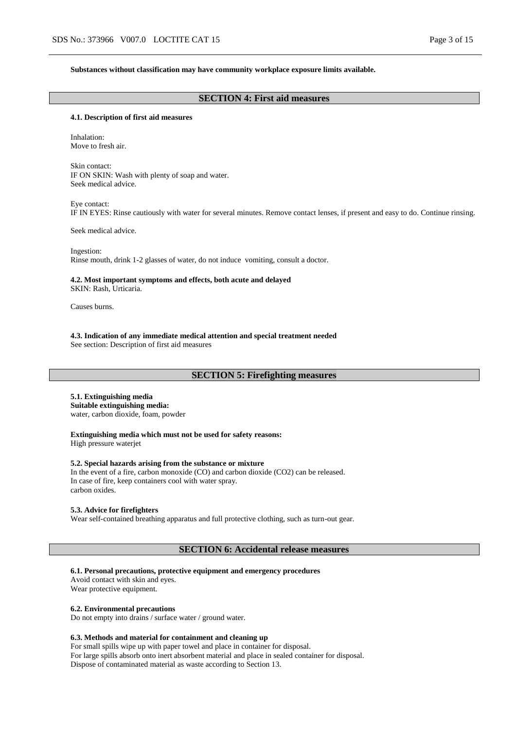**Substances without classification may have community workplace exposure limits available.**

## SECTION 4: First aid measures

### 4.1. Description of first aid measures

Inhalation:
Move to fresh air.

Skin contact:
IF ON SKIN: Wash with plenty of soap and water.
Seek medical advice.

Eye contact:
IF IN EYES: Rinse cautiously with water for several minutes. Remove contact lenses, if present and easy to do. Continue rinsing.

Seek medical advice.

Ingestion:
Rinse mouth, drink 1-2 glasses of water, do not induce vomiting, consult a doctor.

### 4.2. Most important symptoms and effects, both acute and delayed

SKIN: Rash, Urticaria.

Causes burns.

### 4.3. Indication of any immediate medical attention and special treatment needed

See section: Description of first aid measures

## SECTION 5: Firefighting measures

### 5.1. Extinguishing media

**Suitable extinguishing media:**
water, carbon dioxide, foam, powder

**Extinguishing media which must not be used for safety reasons:**
High pressure waterjet

### 5.2. Special hazards arising from the substance or mixture

In the event of a fire, carbon monoxide (CO) and carbon dioxide ($CO_2$) can be released.
In case of fire, keep containers cool with water spray.
carbon oxides.

### 5.3. Advice for firefighters

Wear self-contained breathing apparatus and full protective clothing, such as turn-out gear.

## SECTION 6: Accidental release measures

### 6.1. Personal precautions, protective equipment and emergency procedures

Avoid contact with skin and eyes.
Wear protective equipment.

### 6.2. Environmental precautions

Do not empty into drains / surface water / ground water.

### 6.3. Methods and material for containment and cleaning up

For small spills wipe up with paper towel and place in container for disposal.
For large spills absorb onto inert absorbent material and place in sealed container for disposal.
Dispose of contaminated material as waste according to Section 13.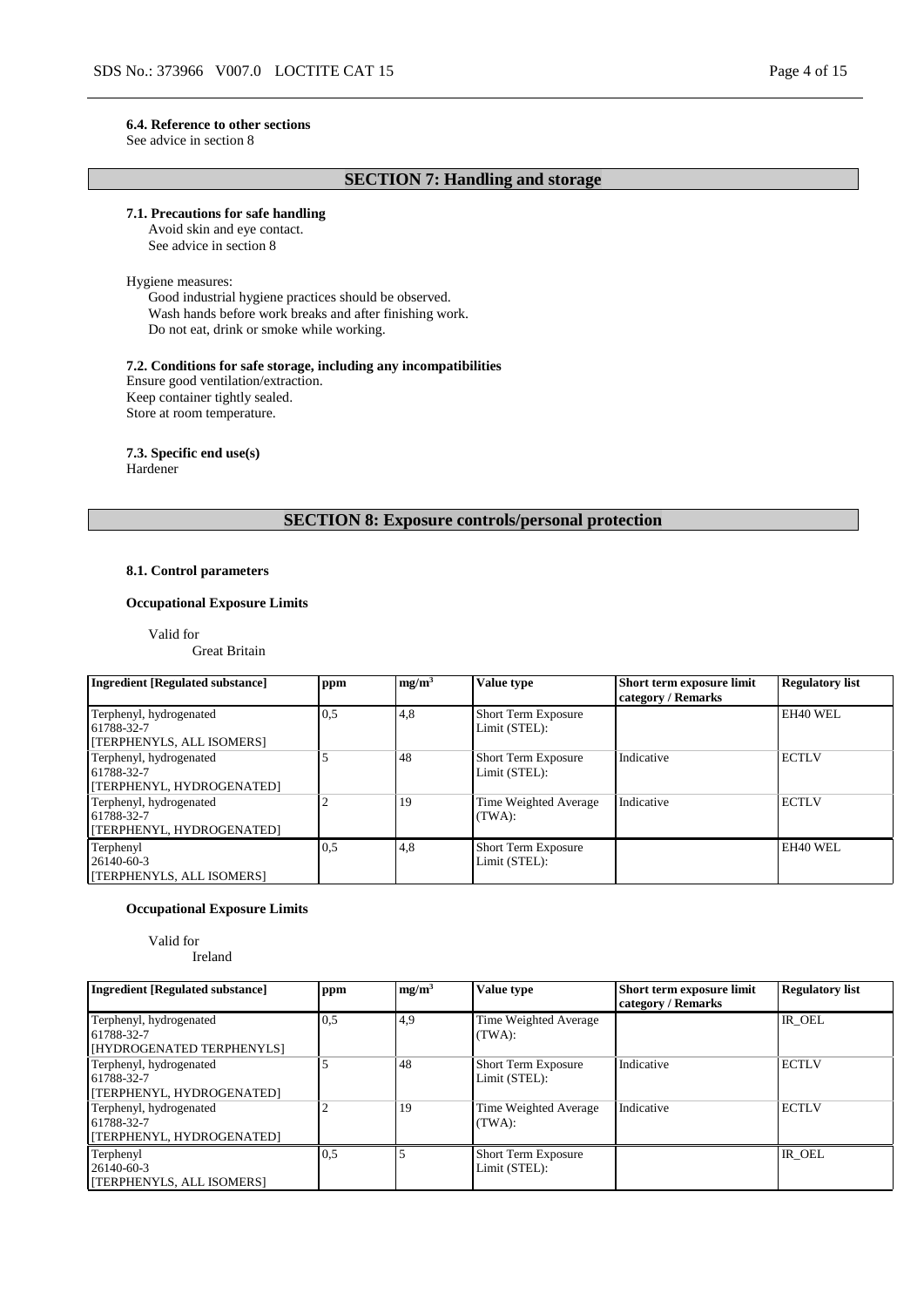### 6.4. Reference to other sections

See advice in section 8

## SECTION 7: Handling and storage

### 7.1. Precautions for safe handling

Avoid skin and eye contact.
See advice in section 8

Hygiene measures:

Good industrial hygiene practices should be observed.
Wash hands before work breaks and after finishing work.
Do not eat, drink or smoke while working.

### 7.2. Conditions for safe storage, including any incompatibilities

Ensure good ventilation/extraction.
Keep container tightly sealed.
Store at room temperature.

### 7.3. Specific end use(s)

Hardener

## SECTION 8: Exposure controls/personal protection

### 8.1. Control parameters

**Occupational Exposure Limits**

Valid for
Great Britain

| Ingredient [Regulated substance] | ppm | $mg/m^3$ | Value type | Short term exposure limit category / Remarks | Regulatory list |
|---|---|---|---|---|---|
| Terphenyl, hydrogenated 61788-32-7 [TERPHENYLS, ALL ISOMERS] | 0,5 | 4,8 | Short Term Exposure Limit (STEL): | | EH40 WEL |
| Terphenyl, hydrogenated 61788-32-7 [TERPHENYL, HYDROGENATED] | 5 | 48 | Short Term Exposure Limit (STEL): | Indicative | ECTLV |
| Terphenyl, hydrogenated 61788-32-7 [TERPHENYL, HYDROGENATED] | 2 | 19 | Time Weighted Average (TWA): | Indicative | ECTLV |
| Terphenyl 26140-60-3 [TERPHENYLS, ALL ISOMERS] | 0,5 | 4,8 | Short Term Exposure Limit (STEL): | | EH40 WEL |

**Occupational Exposure Limits**

Valid for
Ireland

| Ingredient [Regulated substance] | ppm | $mg/m^3$ | Value type | Short term exposure limit category / Remarks | Regulatory list |
|---|---|---|---|---|---|
| Terphenyl, hydrogenated 61788-32-7 [HYDROGENATED TERPHENYLS] | 0,5 | 4,9 | Time Weighted Average (TWA): | | IR_OEL |
| Terphenyl, hydrogenated 61788-32-7 [TERPHENYL, HYDROGENATED] | 5 | 48 | Short Term Exposure Limit (STEL): | Indicative | ECTLV |
| Terphenyl, hydrogenated 61788-32-7 [TERPHENYL, HYDROGENATED] | 2 | 19 | Time Weighted Average (TWA): | Indicative | ECTLV |
| Terphenyl 26140-60-3 [TERPHENYLS, ALL ISOMERS] | 0,5 | 5 | Short Term Exposure Limit (STEL): | | IR_OEL |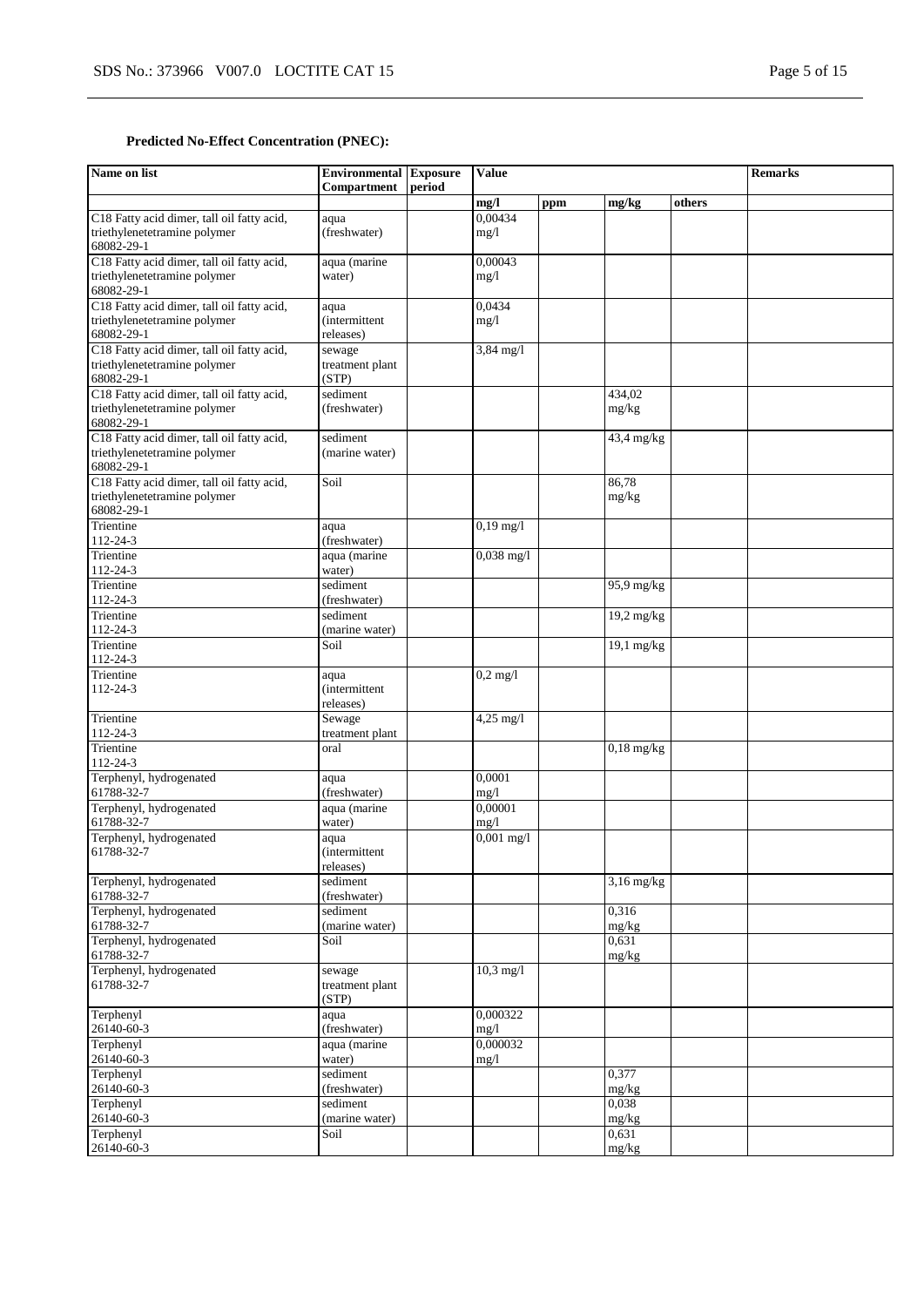**Predicted No-Effect Concentration (PNEC):**

| Name on list | Environmental Compartment | Exposure period | Value | | | | Remarks |
|---|---|---|---|---|---|---|---|
| | | | mg/l | ppm | mg/kg | others | |
| C18 Fatty acid dimer, tall oil fatty acid, triethylenetetramine polymer 68082-29-1 | aqua (freshwater) | | 0,00434 mg/l | | | | |
| C18 Fatty acid dimer, tall oil fatty acid, triethylenetetramine polymer 68082-29-1 | aqua (marine water) | | 0,00043 mg/l | | | | |
| C18 Fatty acid dimer, tall oil fatty acid, triethylenetetramine polymer 68082-29-1 | aqua (intermittent releases) | | 0,0434 mg/l | | | | |
| C18 Fatty acid dimer, tall oil fatty acid, triethylenetetramine polymer 68082-29-1 | sewage treatment plant (STP) | | 3,84 mg/l | | | | |
| C18 Fatty acid dimer, tall oil fatty acid, triethylenetetramine polymer 68082-29-1 | sediment (freshwater) | | | | 434,02 mg/kg | | |
| C18 Fatty acid dimer, tall oil fatty acid, triethylenetetramine polymer 68082-29-1 | sediment (marine water) | | | | 43,4 mg/kg | | |
| C18 Fatty acid dimer, tall oil fatty acid, triethylenetetramine polymer 68082-29-1 | Soil | | | | 86,78 mg/kg | | |
| Trientine 112-24-3 | aqua (freshwater) | | 0,19 mg/l | | | | |
| Trientine 112-24-3 | aqua (marine water) | | 0,038 mg/l | | | | |
| Trientine 112-24-3 | sediment (freshwater) | | | | 95,9 mg/kg | | |
| Trientine 112-24-3 | sediment (marine water) | | | | 19,2 mg/kg | | |
| Trientine 112-24-3 | Soil | | | | 19,1 mg/kg | | |
| Trientine 112-24-3 | aqua (intermittent releases) | | 0,2 mg/l | | | | |
| Trientine 112-24-3 | Sewage treatment plant | | 4,25 mg/l | | | | |
| Trientine 112-24-3 | oral | | | | 0,18 mg/kg | | |
| Terphenyl, hydrogenated 61788-32-7 | aqua (freshwater) | | 0,0001 mg/l | | | | |
| Terphenyl, hydrogenated 61788-32-7 | aqua (marine water) | | 0,00001 mg/l | | | | |
| Terphenyl, hydrogenated 61788-32-7 | aqua (intermittent releases) | | 0,001 mg/l | | | | |
| Terphenyl, hydrogenated 61788-32-7 | sediment (freshwater) | | | | 3,16 mg/kg | | |
| Terphenyl, hydrogenated 61788-32-7 | sediment (marine water) | | | | 0,316 mg/kg | | |
| Terphenyl, hydrogenated 61788-32-7 | Soil | | | | 0,631 mg/kg | | |
| Terphenyl, hydrogenated 61788-32-7 | sewage treatment plant (STP) | | 10,3 mg/l | | | | |
| Terphenyl 26140-60-3 | aqua (freshwater) | | 0,000322 mg/l | | | | |
| Terphenyl 26140-60-3 | aqua (marine water) | | 0,000032 mg/l | | | | |
| Terphenyl 26140-60-3 | sediment (freshwater) | | | | 0,377 mg/kg | | |
| Terphenyl 26140-60-3 | sediment (marine water) | | | | 0,038 mg/kg | | |
| Terphenyl 26140-60-3 | Soil | | | | 0,631 mg/kg | | |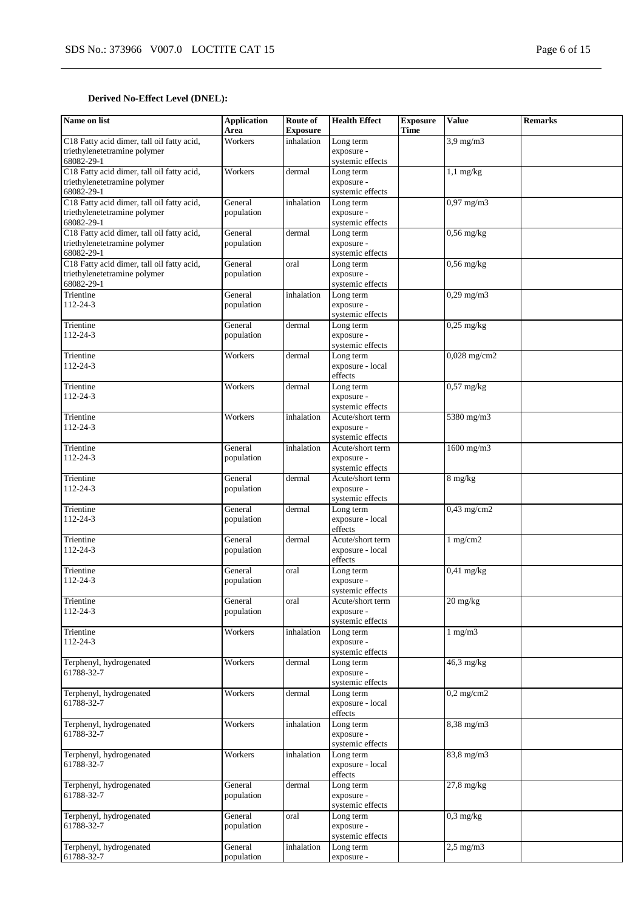**Derived No-Effect Level (DNEL):**

| Name on list | Application Area | Route of Exposure | Health Effect | Exposure Time | Value | Remarks |
|---|---|---|---|---|---|---|
| C18 Fatty acid dimer, tall oil fatty acid, triethylenetetramine polymer 68082-29-1 | Workers | inhalation | Long term exposure - systemic effects | | 3,9 mg/m3 | |
| C18 Fatty acid dimer, tall oil fatty acid, triethylenetetramine polymer 68082-29-1 | Workers | dermal | Long term exposure - systemic effects | | 1,1 mg/kg | |
| C18 Fatty acid dimer, tall oil fatty acid, triethylenetetramine polymer 68082-29-1 | General population | inhalation | Long term exposure - systemic effects | | 0,97 mg/m3 | |
| C18 Fatty acid dimer, tall oil fatty acid, triethylenetetramine polymer 68082-29-1 | General population | dermal | Long term exposure - systemic effects | | 0,56 mg/kg | |
| C18 Fatty acid dimer, tall oil fatty acid, triethylenetetramine polymer 68082-29-1 | General population | oral | Long term exposure - systemic effects | | 0,56 mg/kg | |
| Trientine 112-24-3 | General population | inhalation | Long term exposure - systemic effects | | 0,29 mg/m3 | |
| Trientine 112-24-3 | General population | dermal | Long term exposure - systemic effects | | 0,25 mg/kg | |
| Trientine 112-24-3 | Workers | dermal | Long term exposure - local effects | | 0,028 mg/cm2 | |
| Trientine 112-24-3 | Workers | dermal | Long term exposure - systemic effects | | 0,57 mg/kg | |
| Trientine 112-24-3 | Workers | inhalation | Acute/short term exposure - systemic effects | | 5380 mg/m3 | |
| Trientine 112-24-3 | General population | inhalation | Acute/short term exposure - systemic effects | | 1600 mg/m3 | |
| Trientine 112-24-3 | General population | dermal | Acute/short term exposure - systemic effects | | 8 mg/kg | |
| Trientine 112-24-3 | General population | dermal | Long term exposure - local effects | | 0,43 mg/cm2 | |
| Trientine 112-24-3 | General population | dermal | Acute/short term exposure - local effects | | 1 mg/cm2 | |
| Trientine 112-24-3 | General population | oral | Long term exposure - systemic effects | | 0,41 mg/kg | |
| Trientine 112-24-3 | General population | oral | Acute/short term exposure - systemic effects | | 20 mg/kg | |
| Trientine 112-24-3 | Workers | inhalation | Long term exposure - systemic effects | | 1 mg/m3 | |
| Terphenyl, hydrogenated 61788-32-7 | Workers | dermal | Long term exposure - systemic effects | | 46,3 mg/kg | |
| Terphenyl, hydrogenated 61788-32-7 | Workers | dermal | Long term exposure - local effects | | 0,2 mg/cm2 | |
| Terphenyl, hydrogenated 61788-32-7 | Workers | inhalation | Long term exposure - systemic effects | | 8,38 mg/m3 | |
| Terphenyl, hydrogenated 61788-32-7 | Workers | inhalation | Long term exposure - local effects | | 83,8 mg/m3 | |
| Terphenyl, hydrogenated 61788-32-7 | General population | dermal | Long term exposure - systemic effects | | 27,8 mg/kg | |
| Terphenyl, hydrogenated 61788-32-7 | General population | oral | Long term exposure - systemic effects | | 0,3 mg/kg | |
| Terphenyl, hydrogenated 61788-32-7 | General population | inhalation | Long term exposure - | | 2,5 mg/m3 | |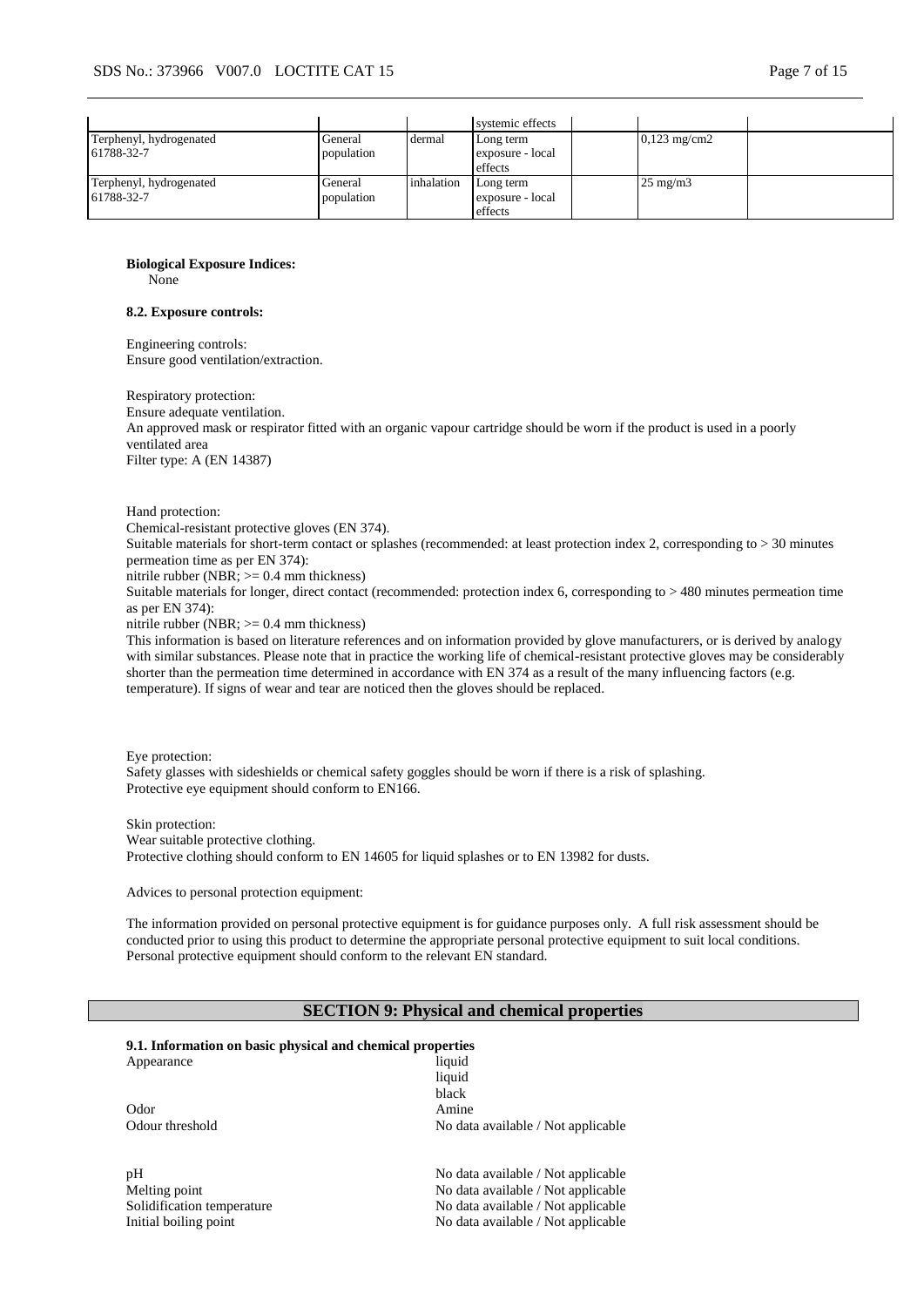| | | | systemic effects | | | |
|---|---|---|---|---|---|---|
| Terphenyl, hydrogenated 61788-32-7 | General population | dermal | Long term exposure - local effects | | 0,123 mg/cm2 | |
| Terphenyl, hydrogenated 61788-32-7 | General population | inhalation | Long term exposure - local effects | | 25 mg/m3 | |

**Biological Exposure Indices:**
None

**8.2. Exposure controls:**

Engineering controls:
Ensure good ventilation/extraction.

Respiratory protection:
Ensure adequate ventilation.
An approved mask or respirator fitted with an organic vapour cartridge should be worn if the product is used in a poorly ventilated area
Filter type: A (EN 14387)

Hand protection:
Chemical-resistant protective gloves (EN 374).
Suitable materials for short-term contact or splashes (recommended: at least protection index 2, corresponding to > 30 minutes permeation time as per EN 374):
nitrile rubber (NBR; >= 0.4 mm thickness)
Suitable materials for longer, direct contact (recommended: protection index 6, corresponding to > 480 minutes permeation time as per EN 374):
nitrile rubber (NBR; >= 0.4 mm thickness)
This information is based on literature references and on information provided by glove manufacturers, or is derived by analogy with similar substances. Please note that in practice the working life of chemical-resistant protective gloves may be considerably shorter than the permeation time determined in accordance with EN 374 as a result of the many influencing factors (e.g. temperature). If signs of wear and tear are noticed then the gloves should be replaced.

Eye protection:
Safety glasses with sideshields or chemical safety goggles should be worn if there is a risk of splashing.
Protective eye equipment should conform to EN166.

Skin protection:
Wear suitable protective clothing.
Protective clothing should conform to EN 14605 for liquid splashes or to EN 13982 for dusts.

Advices to personal protection equipment:

The information provided on personal protective equipment is for guidance purposes only. A full risk assessment should be conducted prior to using this product to determine the appropriate personal protective equipment to suit local conditions. Personal protective equipment should conform to the relevant EN standard.

## SECTION 9: Physical and chemical properties

**9.1. Information on basic physical and chemical properties**

| | |
|---|---|
| Appearance | liquid<br>liquid<br>black |
| Odor | Amine |
| Odour threshold | No data available / Not applicable |
| pH | No data available / Not applicable |
| Melting point | No data available / Not applicable |
| Solidification temperature | No data available / Not applicable |
| Initial boiling point | No data available / Not applicable |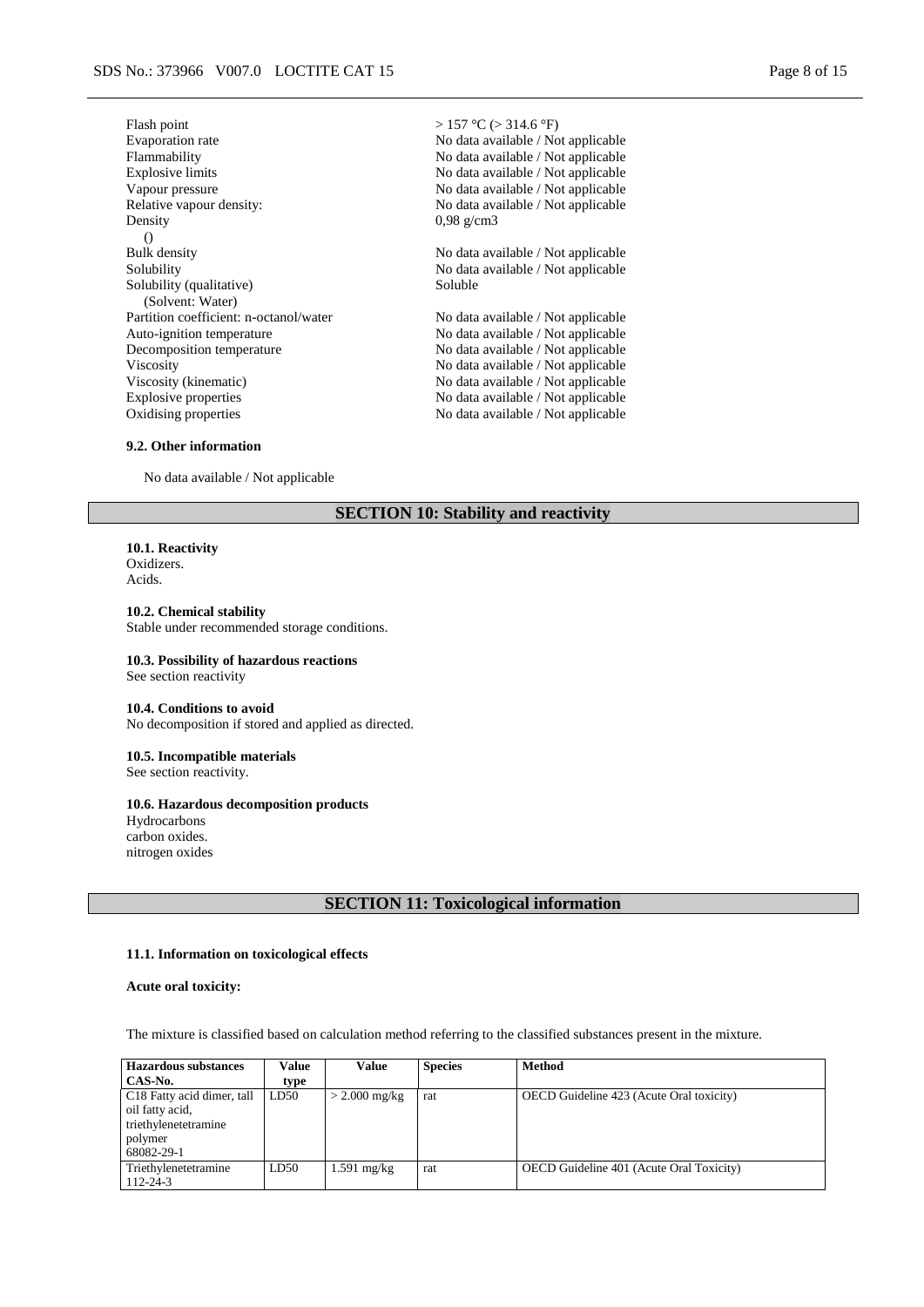| | |
|---|---|
| Flash point | > 157 °C (> 314.6 °F) |
| Evaporation rate | No data available / Not applicable |
| Flammability | No data available / Not applicable |
| Explosive limits | No data available / Not applicable |
| Vapour pressure | No data available / Not applicable |
| Relative vapour density: | No data available / Not applicable |
| Density<br>() | 0,98 g/cm3 |
| Bulk density | No data available / Not applicable |
| Solubility | No data available / Not applicable |
| Solubility (qualitative)<br>(Solvent: Water) | Soluble |
| Partition coefficient: n-octanol/water | No data available / Not applicable |
| Auto-ignition temperature | No data available / Not applicable |
| Decomposition temperature | No data available / Not applicable |
| Viscosity | No data available / Not applicable |
| Viscosity (kinematic) | No data available / Not applicable |
| Explosive properties | No data available / Not applicable |
| Oxidising properties | No data available / Not applicable |

**9.2. Other information**

No data available / Not applicable

## SECTION 10: Stability and reactivity

**10.1. Reactivity**
Oxidizers.
Acids.

**10.2. Chemical stability**
Stable under recommended storage conditions.

**10.3. Possibility of hazardous reactions**
See section reactivity

**10.4. Conditions to avoid**
No decomposition if stored and applied as directed.

**10.5. Incompatible materials**
See section reactivity.

**10.6. Hazardous decomposition products**
Hydrocarbons
carbon oxides.
nitrogen oxides

## SECTION 11: Toxicological information

**11.1. Information on toxicological effects**

**Acute oral toxicity:**

The mixture is classified based on calculation method referring to the classified substances present in the mixture.

| Hazardous substances CAS-No. | Value type | Value | Species | Method |
|---|---|---|---|---|
| C18 Fatty acid dimer, tall oil fatty acid, triethylenetetramine polymer 68082-29-1 | LD50 | > 2.000 mg/kg | rat | OECD Guideline 423 (Acute Oral toxicity) |
| Triethylenetetramine 112-24-3 | LD50 | 1.591 mg/kg | rat | OECD Guideline 401 (Acute Oral Toxicity) |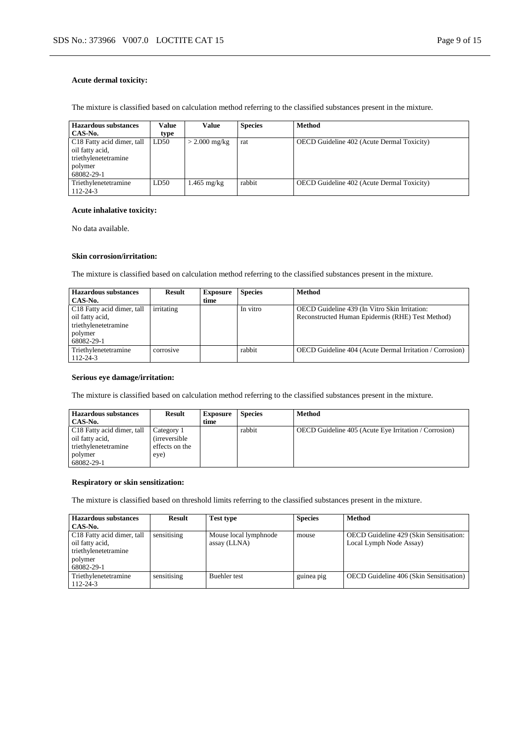#### Acute dermal toxicity:

The mixture is classified based on calculation method referring to the classified substances present in the mixture.

| Hazardous substances CAS-No. | Value type | Value | Species | Method |
|---|---|---|---|---|
| C18 Fatty acid dimer, tall oil fatty acid, triethylenetetramine polymer 68082-29-1 | LD50 | > 2.000 mg/kg | rat | OECD Guideline 402 (Acute Dermal Toxicity) |
| Triethylenetetramine 112-24-3 | LD50 | 1.465 mg/kg | rabbit | OECD Guideline 402 (Acute Dermal Toxicity) |

#### Acute inhalative toxicity:

No data available.

#### Skin corrosion/irritation:

The mixture is classified based on calculation method referring to the classified substances present in the mixture.

| Hazardous substances CAS-No. | Result | Exposure time | Species | Method |
|---|---|---|---|---|
| C18 Fatty acid dimer, tall oil fatty acid, triethylenetetramine polymer 68082-29-1 | irritating | | In vitro | OECD Guideline 439 (In Vitro Skin Irritation: Reconstructed Human Epidermis (RHE) Test Method) |
| Triethylenetetramine 112-24-3 | corrosive | | rabbit | OECD Guideline 404 (Acute Dermal Irritation / Corrosion) |

#### Serious eye damage/irritation:

The mixture is classified based on calculation method referring to the classified substances present in the mixture.

| Hazardous substances CAS-No. | Result | Exposure time | Species | Method |
|---|---|---|---|---|
| C18 Fatty acid dimer, tall oil fatty acid, triethylenetetramine polymer 68082-29-1 | Category 1 (irreversible effects on the eye) | | rabbit | OECD Guideline 405 (Acute Eye Irritation / Corrosion) |

#### Respiratory or skin sensitization:

The mixture is classified based on threshold limits referring to the classified substances present in the mixture.

| Hazardous substances CAS-No. | Result | Test type | Species | Method |
|---|---|---|---|---|
| C18 Fatty acid dimer, tall oil fatty acid, triethylenetetramine polymer 68082-29-1 | sensitising | Mouse local lymphnode assay (LLNA) | mouse | OECD Guideline 429 (Skin Sensitisation: Local Lymph Node Assay) |
| Triethylenetetramine 112-24-3 | sensitising | Buehler test | guinea pig | OECD Guideline 406 (Skin Sensitisation) |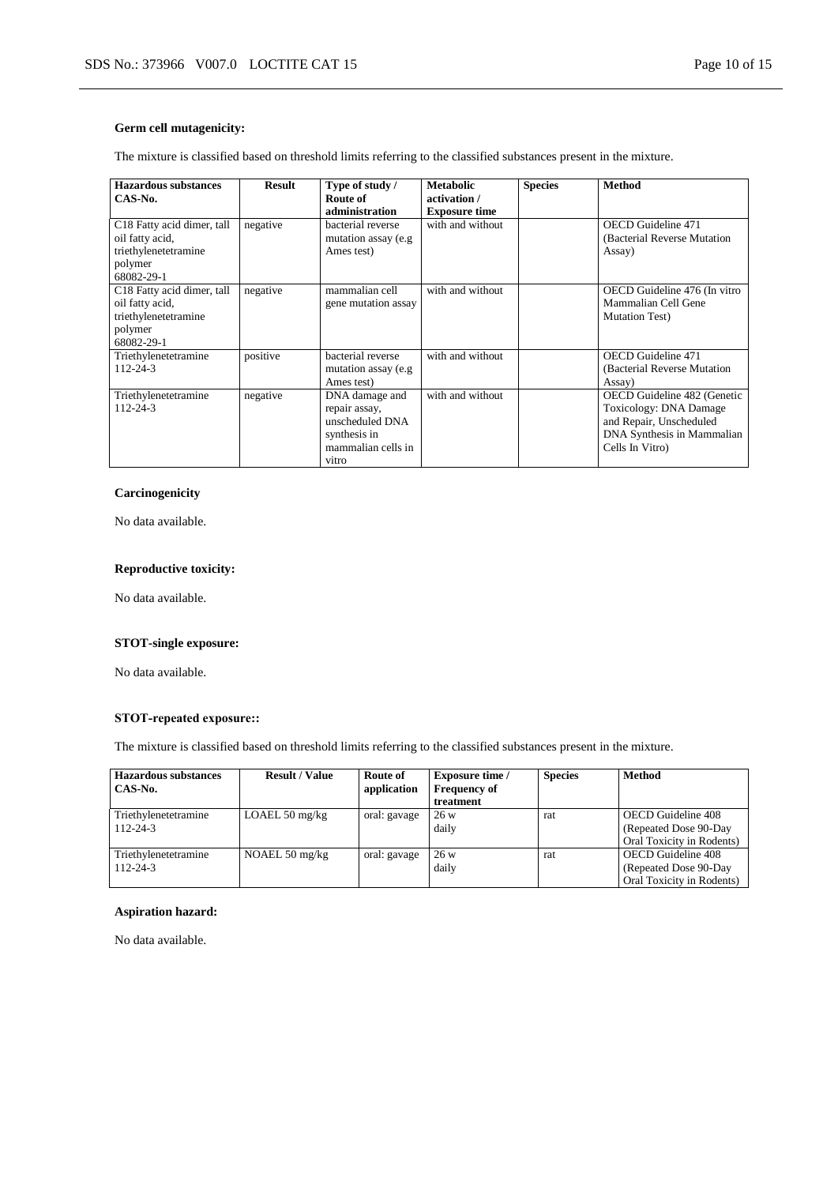**Germ cell mutagenicity:**

The mixture is classified based on threshold limits referring to the classified substances present in the mixture.

| Hazardous substances CAS-No. | Result | Type of study / Route of administration | Metabolic activation / Exposure time | Species | Method |
|---|---|---|---|---|---|
| C18 Fatty acid dimer, tall oil fatty acid, triethylenetetramine polymer 68082-29-1 | negative | bacterial reverse mutation assay (e.g Ames test) | with and without | | OECD Guideline 471 (Bacterial Reverse Mutation Assay) |
| C18 Fatty acid dimer, tall oil fatty acid, triethylenetetramine polymer 68082-29-1 | negative | mammalian cell gene mutation assay | with and without | | OECD Guideline 476 (In vitro Mammalian Cell Gene Mutation Test) |
| Triethylenetetramine 112-24-3 | positive | bacterial reverse mutation assay (e.g Ames test) | with and without | | OECD Guideline 471 (Bacterial Reverse Mutation Assay) |
| Triethylenetetramine 112-24-3 | negative | DNA damage and repair assay, unscheduled DNA synthesis in mammalian cells in vitro | with and without | | OECD Guideline 482 (Genetic Toxicology: DNA Damage and Repair, Unscheduled DNA Synthesis in Mammalian Cells In Vitro) |

**Carcinogenicity**

No data available.

**Reproductive toxicity:**

No data available.

**STOT-single exposure:**

No data available.

**STOT-repeated exposure::**

The mixture is classified based on threshold limits referring to the classified substances present in the mixture.

| Hazardous substances CAS-No. | Result / Value | Route of application | Exposure time / Frequency of treatment | Species | Method |
|---|---|---|---|---|---|
| Triethylenetetramine 112-24-3 | LOAEL 50 mg/kg | oral: gavage | 26 w daily | rat | OECD Guideline 408 (Repeated Dose 90-Day Oral Toxicity in Rodents) |
| Triethylenetetramine 112-24-3 | NOAEL 50 mg/kg | oral: gavage | 26 w daily | rat | OECD Guideline 408 (Repeated Dose 90-Day Oral Toxicity in Rodents) |

**Aspiration hazard:**

No data available.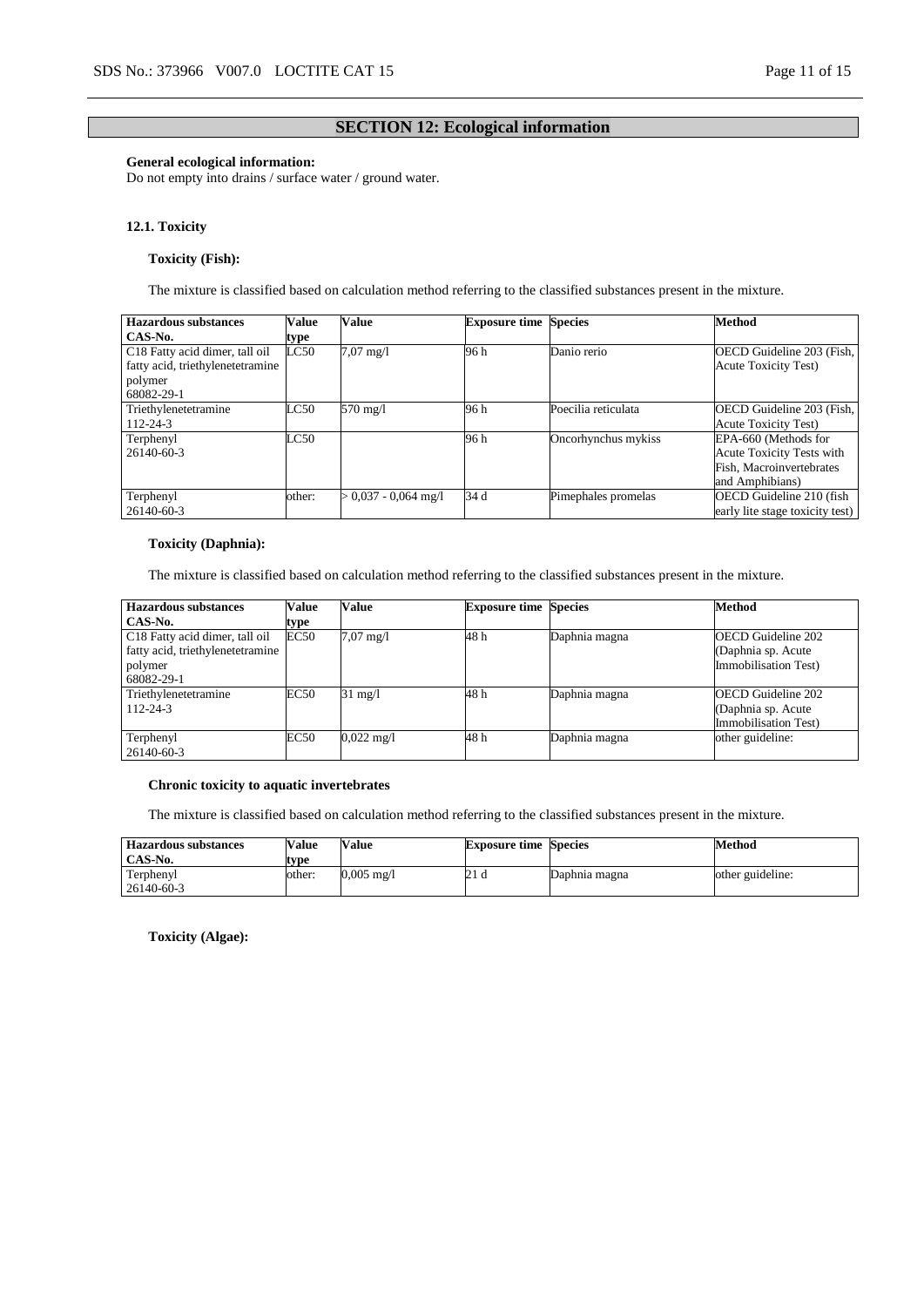## SECTION 12: Ecological information

**General ecological information:**
Do not empty into drains / surface water / ground water.

### 12.1. Toxicity

#### Toxicity (Fish):

The mixture is classified based on calculation method referring to the classified substances present in the mixture.

| Hazardous substances CAS-No. | Value type | Value | Exposure time | Species | Method |
|---|---|---|---|---|---|
| C18 Fatty acid dimer, tall oil fatty acid, triethylenetetramine polymer 68082-29-1 | LC50 | 7,07 mg/l | 96 h | Danio rerio | OECD Guideline 203 (Fish, Acute Toxicity Test) |
| Triethylenetetramine 112-24-3 | LC50 | 570 mg/l | 96 h | Poecilia reticulata | OECD Guideline 203 (Fish, Acute Toxicity Test) |
| Terphenyl 26140-60-3 | LC50 | | 96 h | Oncorhynchus mykiss | EPA-660 (Methods for Acute Toxicity Tests with Fish, Macroinvertebrates and Amphibians) |
| Terphenyl 26140-60-3 | other: | > 0,037 - 0,064 mg/l | 34 d | Pimephales promelas | OECD Guideline 210 (fish early lite stage toxicity test) |

#### Toxicity (Daphnia):

The mixture is classified based on calculation method referring to the classified substances present in the mixture.

| Hazardous substances CAS-No. | Value type | Value | Exposure time | Species | Method |
|---|---|---|---|---|---|
| C18 Fatty acid dimer, tall oil fatty acid, triethylenetetramine polymer 68082-29-1 | EC50 | 7,07 mg/l | 48 h | Daphnia magna | OECD Guideline 202 (Daphnia sp. Acute Immobilisation Test) |
| Triethylenetetramine 112-24-3 | EC50 | 31 mg/l | 48 h | Daphnia magna | OECD Guideline 202 (Daphnia sp. Acute Immobilisation Test) |
| Terphenyl 26140-60-3 | EC50 | 0,022 mg/l | 48 h | Daphnia magna | other guideline: |

#### Chronic toxicity to aquatic invertebrates

The mixture is classified based on calculation method referring to the classified substances present in the mixture.

| Hazardous substances CAS-No. | Value type | Value | Exposure time | Species | Method |
|---|---|---|---|---|---|
| Terphenyl 26140-60-3 | other: | 0,005 mg/l | 21 d | Daphnia magna | other guideline: |

#### Toxicity (Algae):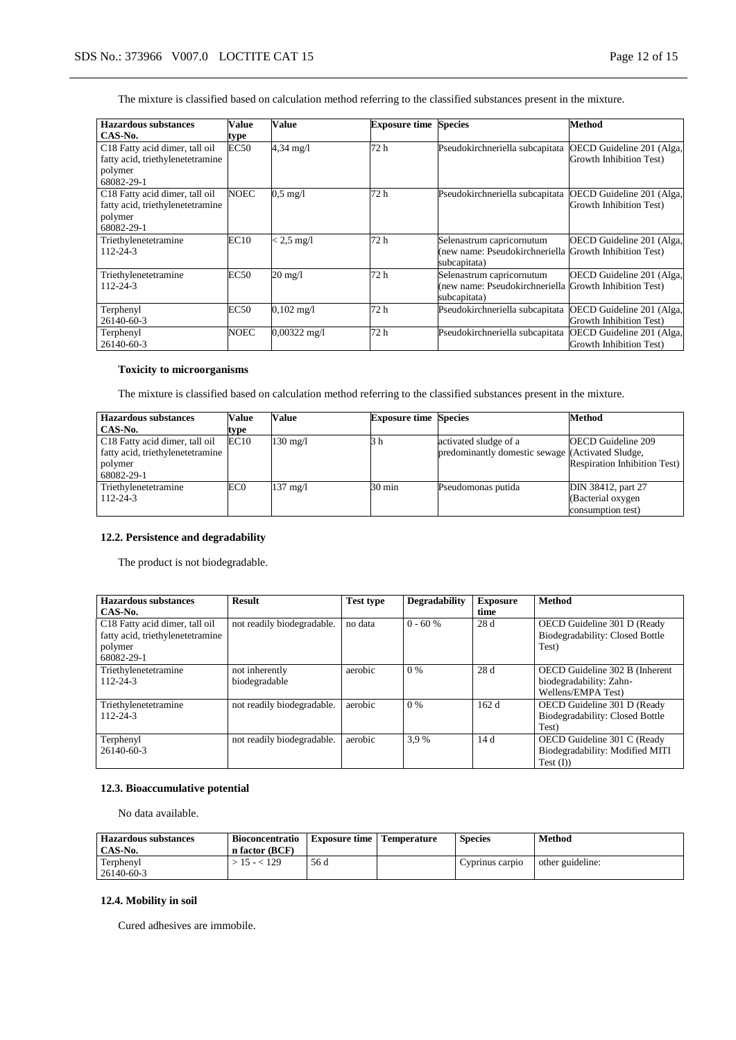The mixture is classified based on calculation method referring to the classified substances present in the mixture.

| Hazardous substances CAS-No. | Value type | Value | Exposure time | Species | Method |
|---|---|---|---|---|---|
| C18 Fatty acid dimer, tall oil fatty acid, triethylenetetramine polymer 68082-29-1 | EC50 | 4,34 mg/l | 72 h | Pseudokirchneriella subcapitata | OECD Guideline 201 (Alga, Growth Inhibition Test) |
| C18 Fatty acid dimer, tall oil fatty acid, triethylenetetramine polymer 68082-29-1 | NOEC | 0,5 mg/l | 72 h | Pseudokirchneriella subcapitata | OECD Guideline 201 (Alga, Growth Inhibition Test) |
| Triethylenetetramine 112-24-3 | EC10 | < 2,5 mg/l | 72 h | Selenastrum capricornutum (new name: Pseudokirchneriella subcapitata) | OECD Guideline 201 (Alga, Growth Inhibition Test) |
| Triethylenetetramine 112-24-3 | EC50 | 20 mg/l | 72 h | Selenastrum capricornutum (new name: Pseudokirchneriella subcapitata) | OECD Guideline 201 (Alga, Growth Inhibition Test) |
| Terphenyl 26140-60-3 | EC50 | 0,102 mg/l | 72 h | Pseudokirchneriella subcapitata | OECD Guideline 201 (Alga, Growth Inhibition Test) |
| Terphenyl 26140-60-3 | NOEC | 0,00322 mg/l | 72 h | Pseudokirchneriella subcapitata | OECD Guideline 201 (Alga, Growth Inhibition Test) |

**Toxicity to microorganisms**

The mixture is classified based on calculation method referring to the classified substances present in the mixture.

| Hazardous substances CAS-No. | Value type | Value | Exposure time | Species | Method |
|---|---|---|---|---|---|
| C18 Fatty acid dimer, tall oil fatty acid, triethylenetetramine polymer 68082-29-1 | EC10 | 130 mg/l | 3 h | activated sludge of a predominantly domestic sewage | OECD Guideline 209 (Activated Sludge, Respiration Inhibition Test) |
| Triethylenetetramine 112-24-3 | EC0 | 137 mg/l | 30 min | Pseudomonas putida | DIN 38412, part 27 (Bacterial oxygen consumption test) |

### 12.2. Persistence and degradability

The product is not biodegradable.

| Hazardous substances CAS-No. | Result | Test type | Degradability | Exposure time | Method |
|---|---|---|---|---|---|
| C18 Fatty acid dimer, tall oil fatty acid, triethylenetetramine polymer 68082-29-1 | not readily biodegradable. | no data | 0 - 60 % | 28 d | OECD Guideline 301 D (Ready Biodegradability: Closed Bottle Test) |
| Triethylenetetramine 112-24-3 | not inherently biodegradable | aerobic | 0 % | 28 d | OECD Guideline 302 B (Inherent biodegradability: Zahn-Wellens/EMPA Test) |
| Triethylenetetramine 112-24-3 | not readily biodegradable. | aerobic | 0 % | 162 d | OECD Guideline 301 D (Ready Biodegradability: Closed Bottle Test) |
| Terphenyl 26140-60-3 | not readily biodegradable. | aerobic | 3,9 % | 14 d | OECD Guideline 301 C (Ready Biodegradability: Modified MITI Test (I)) |

### 12.3. Bioaccumulative potential

No data available.

| Hazardous substances CAS-No. | Bioconcentration factor (BCF) | Exposure time | Temperature | Species | Method |
|---|---|---|---|---|---|
| Terphenyl 26140-60-3 | > 15 - < 129 | 56 d | | Cyprinus carpio | other guideline: |

### 12.4. Mobility in soil

Cured adhesives are immobile.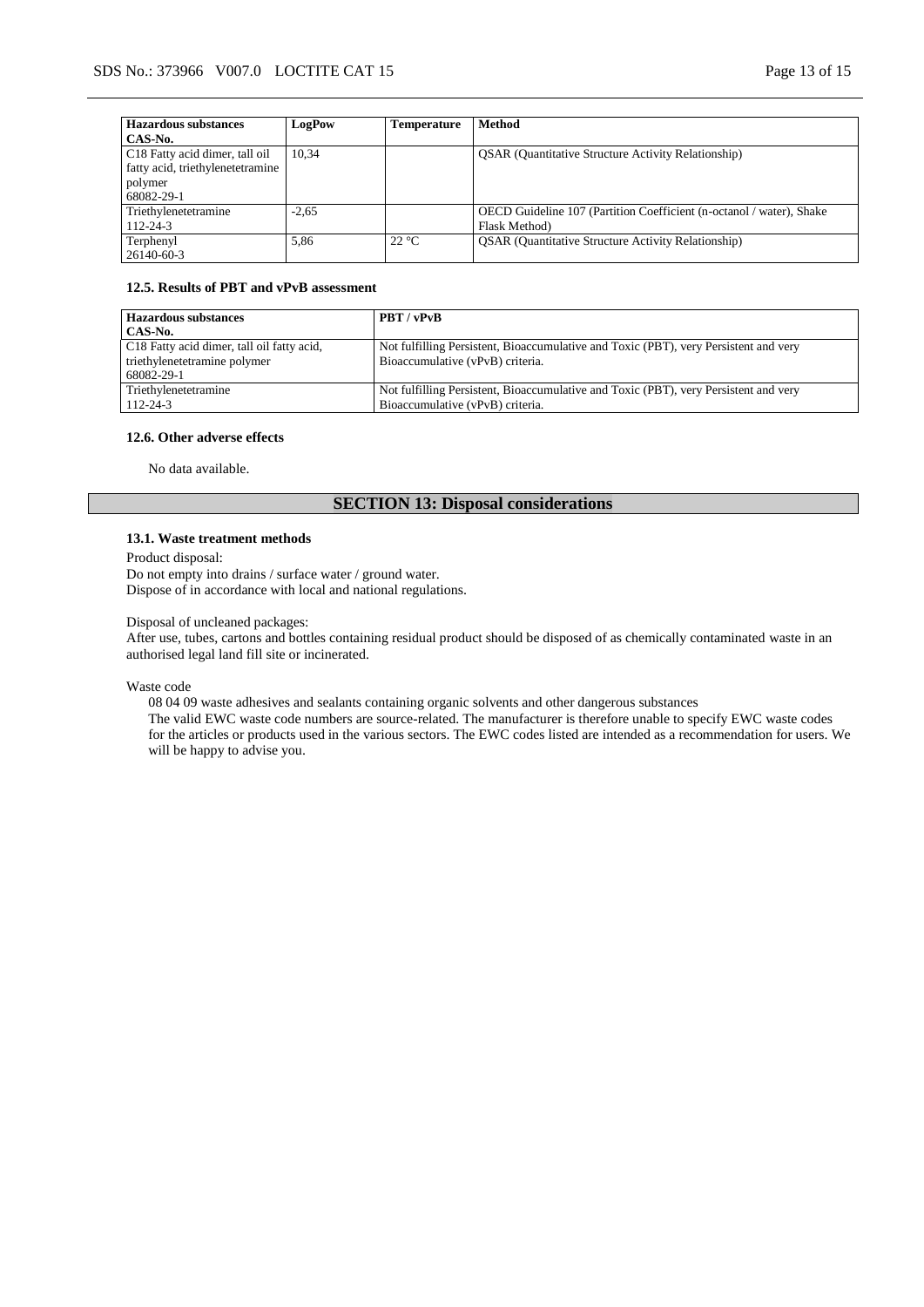| Hazardous substances<br>CAS-No. | LogPow | Temperature | Method |
|---|---|---|---|
| C18 Fatty acid dimer, tall oil fatty acid, triethylenetetramine polymer<br>68082-29-1 | 10,34 | | QSAR (Quantitative Structure Activity Relationship) |
| Triethylenetetramine<br>112-24-3 | -2,65 | | OECD Guideline 107 (Partition Coefficient (n-octanol / water), Shake Flask Method) |
| Terphenyl<br>26140-60-3 | 5,86 | 22 °C | QSAR (Quantitative Structure Activity Relationship) |

#### 12.5. Results of PBT and vPvB assessment

| Hazardous substances<br>CAS-No. | PBT / vPvB |
|---|---|
| C18 Fatty acid dimer, tall oil fatty acid, triethylenetetramine polymer<br>68082-29-1 | Not fulfilling Persistent, Bioaccumulative and Toxic (PBT), very Persistent and very Bioaccumulative (vPvB) criteria. |
| Triethylenetetramine<br>112-24-3 | Not fulfilling Persistent, Bioaccumulative and Toxic (PBT), very Persistent and very Bioaccumulative (vPvB) criteria. |

#### 12.6. Other adverse effects

No data available.

## SECTION 13: Disposal considerations

#### 13.1. Waste treatment methods

Product disposal:
Do not empty into drains / surface water / ground water.
Dispose of in accordance with local and national regulations.

Disposal of uncleaned packages:
After use, tubes, cartons and bottles containing residual product should be disposed of as chemically contaminated waste in an authorised legal land fill site or incinerated.

Waste code

08 04 09 waste adhesives and sealants containing organic solvents and other dangerous substances
The valid EWC waste code numbers are source-related. The manufacturer is therefore unable to specify EWC waste codes for the articles or products used in the various sectors. The EWC codes listed are intended as a recommendation for users. We will be happy to advise you.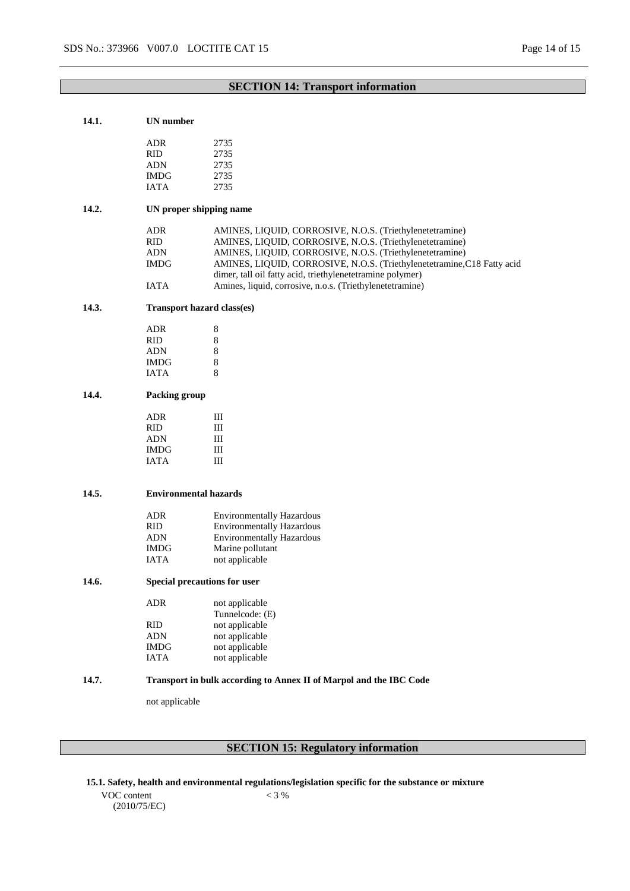## SECTION 14: Transport information

### 14.1. UN number

| | |
|---|---|
| ADR | 2735 |
| RID | 2735 |
| ADN | 2735 |
| IMDG | 2735 |
| IATA | 2735 |

### 14.2. UN proper shipping name

| | |
|---|---|
| ADR | AMINES, LIQUID, CORROSIVE, N.O.S. (Triethylenetetramine) |
| RID | AMINES, LIQUID, CORROSIVE, N.O.S. (Triethylenetetramine) |
| ADN | AMINES, LIQUID, CORROSIVE, N.O.S. (Triethylenetetramine) |
| IMDG | AMINES, LIQUID, CORROSIVE, N.O.S. (Triethylenetetramine,C18 Fatty acid dimer, tall oil fatty acid, triethylenetetramine polymer) |
| IATA | Amines, liquid, corrosive, n.o.s. (Triethylenetetramine) |

### 14.3. Transport hazard class(es)

| | |
|---|---|
| ADR | 8 |
| RID | 8 |
| ADN | 8 |
| IMDG | 8 |
| IATA | 8 |

### 14.4. Packing group

| | |
|---|---|
| ADR | III |
| RID | III |
| ADN | III |
| IMDG | III |
| IATA | III |

### 14.5. Environmental hazards

| | |
|---|---|
| ADR | Environmentally Hazardous |
| RID | Environmentally Hazardous |
| ADN | Environmentally Hazardous |
| IMDG | Marine pollutant |
| IATA | not applicable |

### 14.6. Special precautions for user

| | |
|---|---|
| ADR | not applicable<br>Tunnelcode: (E) |
| RID | not applicable |
| ADN | not applicable |
| IMDG | not applicable |
| IATA | not applicable |

### 14.7. Transport in bulk according to Annex II of Marpol and the IBC Code

not applicable

## SECTION 15: Regulatory information

### 15.1. Safety, health and environmental regulations/legislation specific for the substance or mixture

| | |
|---|---|
| VOC content (2010/75/EC) | < 3 % |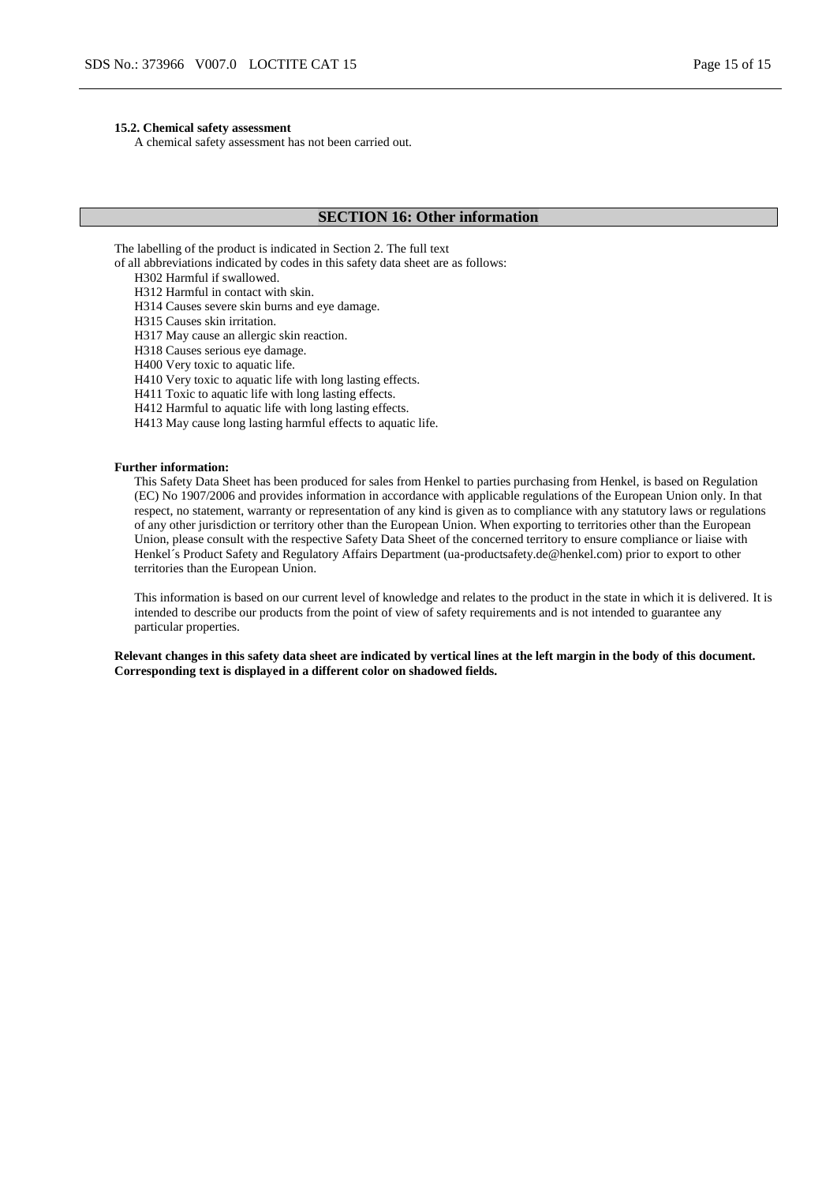### 15.2. Chemical safety assessment

A chemical safety assessment has not been carried out.

## SECTION 16: Other information

The labelling of the product is indicated in Section 2. The full text of all abbreviations indicated by codes in this safety data sheet are as follows:

H302 Harmful if swallowed.
H312 Harmful in contact with skin.
H314 Causes severe skin burns and eye damage.
H315 Causes skin irritation.
H317 May cause an allergic skin reaction.
H318 Causes serious eye damage.
H400 Very toxic to aquatic life.
H410 Very toxic to aquatic life with long lasting effects.
H411 Toxic to aquatic life with long lasting effects.
H412 Harmful to aquatic life with long lasting effects.
H413 May cause long lasting harmful effects to aquatic life.

**Further information:**

This Safety Data Sheet has been produced for sales from Henkel to parties purchasing from Henkel, is based on Regulation (EC) No 1907/2006 and provides information in accordance with applicable regulations of the European Union only. In that respect, no statement, warranty or representation of any kind is given as to compliance with any statutory laws or regulations of any other jurisdiction or territory other than the European Union. When exporting to territories other than the European Union, please consult with the respective Safety Data Sheet of the concerned territory to ensure compliance or liaise with Henkel´s Product Safety and Regulatory Affairs Department (ua-productsafety.de@henkel.com) prior to export to other territories than the European Union.

This information is based on our current level of knowledge and relates to the product in the state in which it is delivered. It is intended to describe our products from the point of view of safety requirements and is not intended to guarantee any particular properties.

**Relevant changes in this safety data sheet are indicated by vertical lines at the left margin in the body of this document. Corresponding text is displayed in a different color on shadowed fields.**